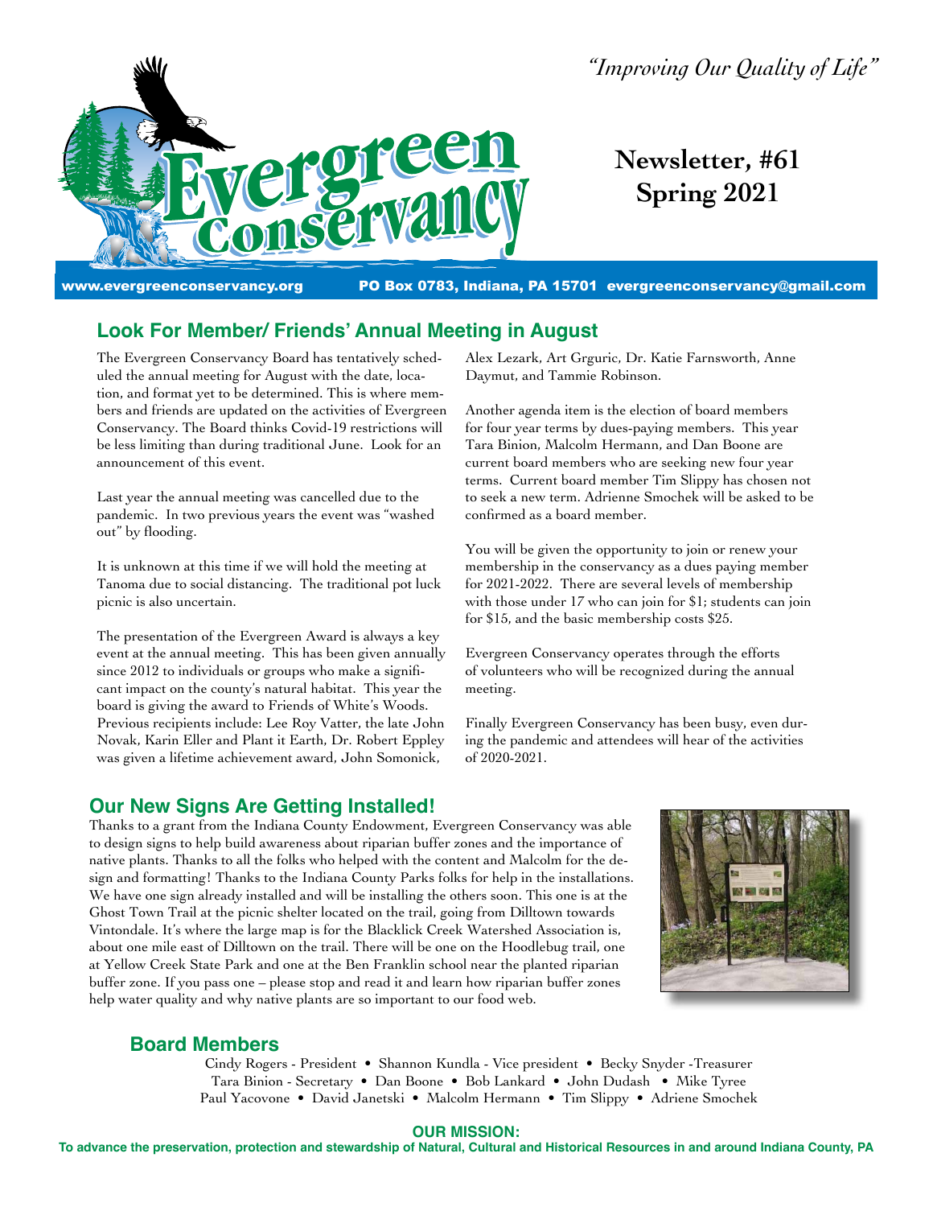*"Improving Our Quality of Life"*

# Evergreen Conservancy

**Newsletter, #61**
**Spring 2021**

www.evergreenconservancy.org PO Box 0783, Indiana, PA 15701 evergreenconservancy@gmail.com

## Look For Member/ Friends' Annual Meeting in August

The Evergreen Conservancy Board has tentatively scheduled the annual meeting for August with the date, location, and format yet to be determined. This is where members and friends are updated on the activities of Evergreen Conservancy. The Board thinks Covid-19 restrictions will be less limiting than during traditional June. Look for an announcement of this event.

Last year the annual meeting was cancelled due to the pandemic. In two previous years the event was "washed out" by flooding.

It is unknown at this time if we will hold the meeting at Tanoma due to social distancing. The traditional pot luck picnic is also uncertain.

The presentation of the Evergreen Award is always a key event at the annual meeting. This has been given annually since 2012 to individuals or groups who make a significant impact on the county's natural habitat. This year the board is giving the award to Friends of White's Woods. Previous recipients include: Lee Roy Vatter, the late John Novak, Karin Eller and Plant it Earth, Dr. Robert Eppley was given a lifetime achievement award, John Somonick, Alex Lezark, Art Grguric, Dr. Katie Farnsworth, Anne Daymut, and Tammie Robinson.

Another agenda item is the election of board members for four year terms by dues-paying members. This year Tara Binion, Malcolm Hermann, and Dan Boone are current board members who are seeking new four year terms. Current board member Tim Slippy has chosen not to seek a new term. Adrienne Smochek will be asked to be confirmed as a board member.

You will be given the opportunity to join or renew your membership in the conservancy as a dues paying member for 2021-2022. There are several levels of membership with those under 17 who can join for $1; students can join for $15, and the basic membership costs $25.

Evergreen Conservancy operates through the efforts of volunteers who will be recognized during the annual meeting.

Finally Evergreen Conservancy has been busy, even during the pandemic and attendees will hear of the activities of 2020-2021.

## Our New Signs Are Getting Installed!

Thanks to a grant from the Indiana County Endowment, Evergreen Conservancy was able to design signs to help build awareness about riparian buffer zones and the importance of native plants. Thanks to all the folks who helped with the content and Malcolm for the design and formatting! Thanks to the Indiana County Parks folks for help in the installations. We have one sign already installed and will be installing the others soon. This one is at the Ghost Town Trail at the picnic shelter located on the trail, going from Dilltown towards Vintondale. It's where the large map is for the Blacklick Creek Watershed Association is, about one mile east of Dilltown on the trail. There will be one on the Hoodlebug trail, one at Yellow Creek State Park and one at the Ben Franklin school near the planted riparian buffer zone. If you pass one – please stop and read it and learn how riparian buffer zones help water quality and why native plants are so important to our food web.

## Board Members

Cindy Rogers - President • Shannon Kundla - Vice president • Becky Snyder -Treasurer
Tara Binion - Secretary • Dan Boone • Bob Lankard • John Dudash • Mike Tyree
Paul Yacovone • David Janetski • Malcolm Hermann • Tim Slippy • Adriene Smochek

**OUR MISSION:**
**To advance the preservation, protection and stewardship of Natural, Cultural and Historical Resources in and around Indiana County, PA**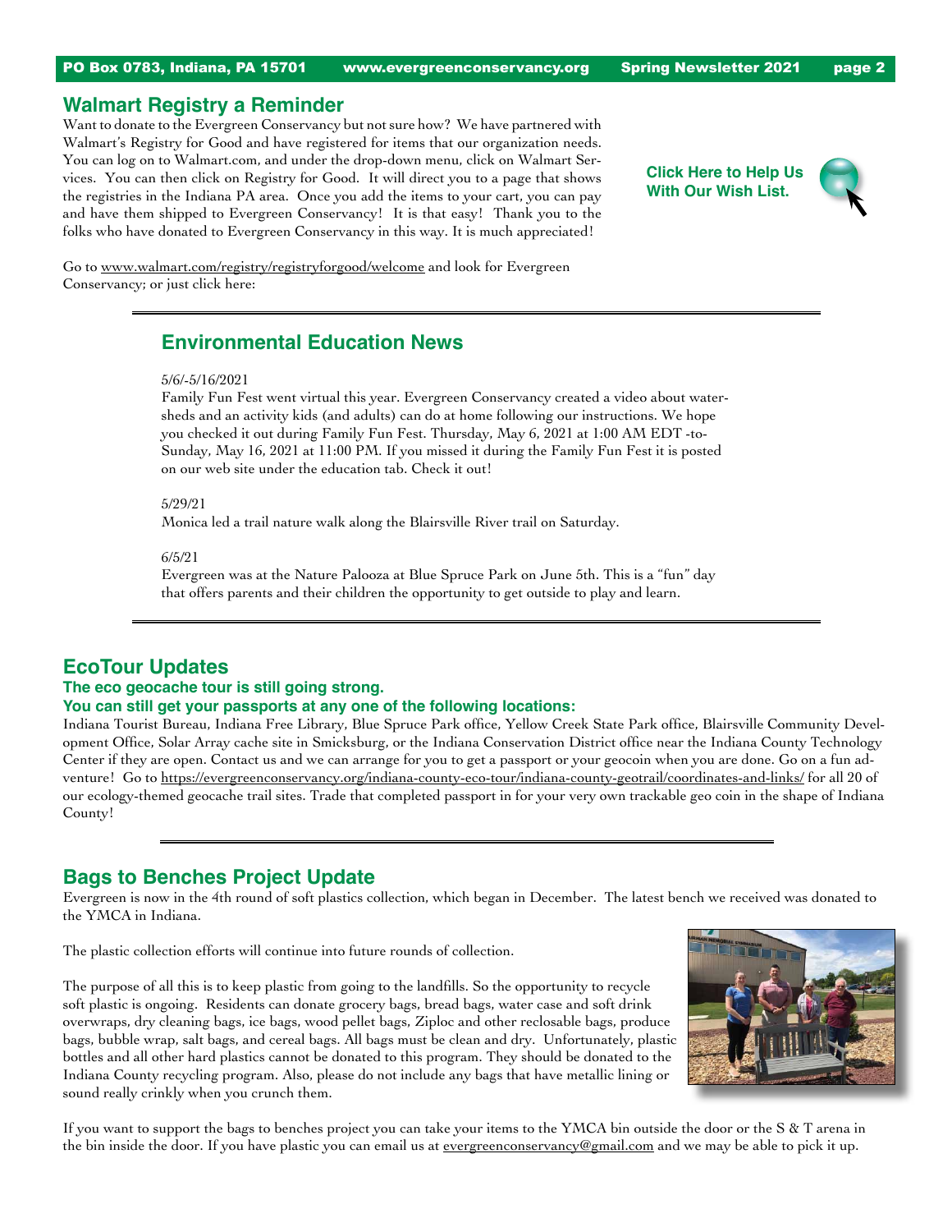## Walmart Registry a Reminder

Want to donate to the Evergreen Conservancy but not sure how? We have partnered with Walmart's Registry for Good and have registered for items that our organization needs. You can log on to Walmart.com, and under the drop-down menu, click on Walmart Services. You can then click on Registry for Good. It will direct you to a page that shows the registries in the Indiana PA area. Once you add the items to your cart, you can pay and have them shipped to Evergreen Conservancy! It is that easy! Thank you to the folks who have donated to Evergreen Conservancy in this way. It is much appreciated!

**Click Here to Help Us With Our Wish List.**

Go to www.walmart.com/registry/registryforgood/welcome and look for Evergreen Conservancy; or just click here:

---

## Environmental Education News

5/6/-5/16/2021

Family Fun Fest went virtual this year. Evergreen Conservancy created a video about watersheds and an activity kids (and adults) can do at home following our instructions. We hope you checked it out during Family Fun Fest. Thursday, May 6, 2021 at 1:00 AM EDT -to- Sunday, May 16, 2021 at 11:00 PM. If you missed it during the Family Fun Fest it is posted on our web site under the education tab. Check it out!

5/29/21

Monica led a trail nature walk along the Blairsville River trail on Saturday.

6/5/21

Evergreen was at the Nature Palooza at Blue Spruce Park on June 5th. This is a "fun" day that offers parents and their children the opportunity to get outside to play and learn.

---

## EcoTour Updates

### The eco geocache tour is still going strong.

### You can still get your passports at any one of the following locations:

Indiana Tourist Bureau, Indiana Free Library, Blue Spruce Park office, Yellow Creek State Park office, Blairsville Community Development Office, Solar Array cache site in Smicksburg, or the Indiana Conservation District office near the Indiana County Technology Center if they are open. Contact us and we can arrange for you to get a passport or your geocoin when you are done. Go on a fun adventure! Go to https://evergreenconservancy.org/indiana-county-eco-tour/indiana-county-geotrail/coordinates-and-links/ for all 20 of our ecology-themed geocache trail sites. Trade that completed passport in for your very own trackable geo coin in the shape of Indiana County!

---

## Bags to Benches Project Update

Evergreen is now in the 4th round of soft plastics collection, which began in December. The latest bench we received was donated to the YMCA in Indiana.

The plastic collection efforts will continue into future rounds of collection.

The purpose of all this is to keep plastic from going to the landfills. So the opportunity to recycle soft plastic is ongoing. Residents can donate grocery bags, bread bags, water case and soft drink overwraps, dry cleaning bags, ice bags, wood pellet bags, Ziploc and other reclosable bags, produce bags, bubble wrap, salt bags, and cereal bags. All bags must be clean and dry. Unfortunately, plastic bottles and all other hard plastics cannot be donated to this program. They should be donated to the Indiana County recycling program. Also, please do not include any bags that have metallic lining or sound really crinkly when you crunch them.

If you want to support the bags to benches project you can take your items to the YMCA bin outside the door or the S & T arena in the bin inside the door. If you have plastic you can email us at evergreenconservancy@gmail.com and we may be able to pick it up.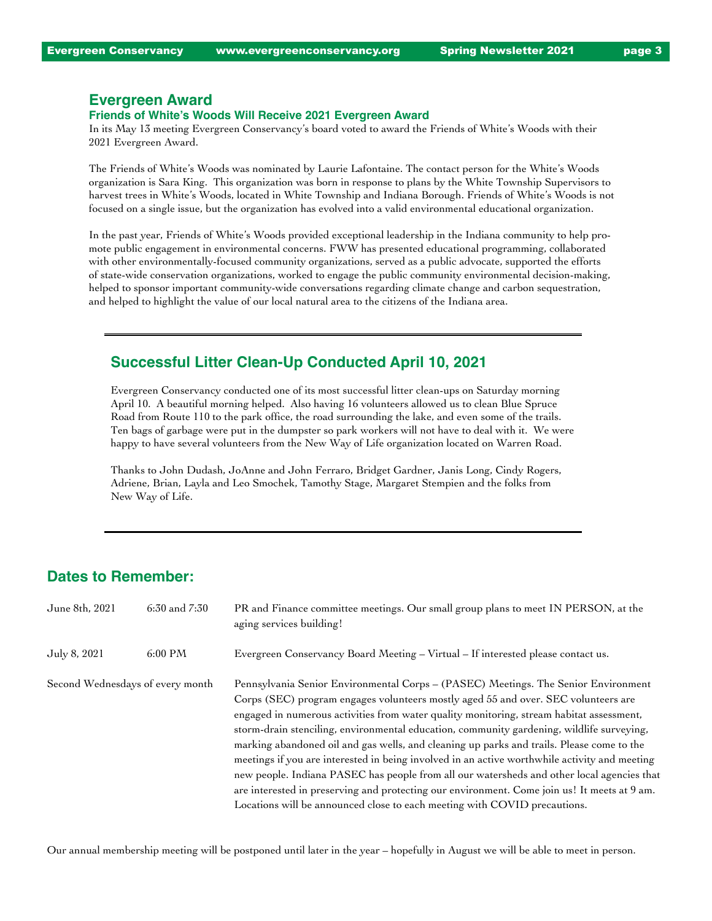## Evergreen Award

### Friends of White's Woods Will Receive 2021 Evergreen Award

In its May 13 meeting Evergreen Conservancy's board voted to award the Friends of White's Woods with their 2021 Evergreen Award.

The Friends of White's Woods was nominated by Laurie Lafontaine. The contact person for the White's Woods organization is Sara King. This organization was born in response to plans by the White Township Supervisors to harvest trees in White's Woods, located in White Township and Indiana Borough. Friends of White's Woods is not focused on a single issue, but the organization has evolved into a valid environmental educational organization.

In the past year, Friends of White's Woods provided exceptional leadership in the Indiana community to help promote public engagement in environmental concerns. FWW has presented educational programming, collaborated with other environmentally-focused community organizations, served as a public advocate, supported the efforts of state-wide conservation organizations, worked to engage the public community environmental decision-making, helped to sponsor important community-wide conversations regarding climate change and carbon sequestration, and helped to highlight the value of our local natural area to the citizens of the Indiana area.

---

## Successful Litter Clean-Up Conducted April 10, 2021

Evergreen Conservancy conducted one of its most successful litter clean-ups on Saturday morning April 10. A beautiful morning helped. Also having 16 volunteers allowed us to clean Blue Spruce Road from Route 110 to the park office, the road surrounding the lake, and even some of the trails. Ten bags of garbage were put in the dumpster so park workers will not have to deal with it. We were happy to have several volunteers from the New Way of Life organization located on Warren Road.

Thanks to John Dudash, JoAnne and John Ferraro, Bridget Gardner, Janis Long, Cindy Rogers, Adriene, Brian, Layla and Leo Smochek, Tamothy Stage, Margaret Stempien and the folks from New Way of Life.

---

## Dates to Remember:

| Date | Time | Event |
|---|---|---|
| June 8th, 2021 | 6:30 and 7:30 | PR and Finance committee meetings. Our small group plans to meet IN PERSON, at the aging services building! |
| July 8, 2021 | 6:00 PM | Evergreen Conservancy Board Meeting – Virtual – If interested please contact us. |
| Second Wednesdays of every month | | Pennsylvania Senior Environmental Corps – (PASEC) Meetings. The Senior Environment Corps (SEC) program engages volunteers mostly aged 55 and over. SEC volunteers are engaged in numerous activities from water quality monitoring, stream habitat assessment, storm-drain stenciling, environmental education, community gardening, wildlife surveying, marking abandoned oil and gas wells, and cleaning up parks and trails. Please come to the meetings if you are interested in being involved in an active worthwhile activity and meeting new people. Indiana PASEC has people from all our watersheds and other local agencies that are interested in preserving and protecting our environment. Come join us! It meets at 9 am. Locations will be announced close to each meeting with COVID precautions. |

Our annual membership meeting will be postponed until later in the year – hopefully in August we will be able to meet in person.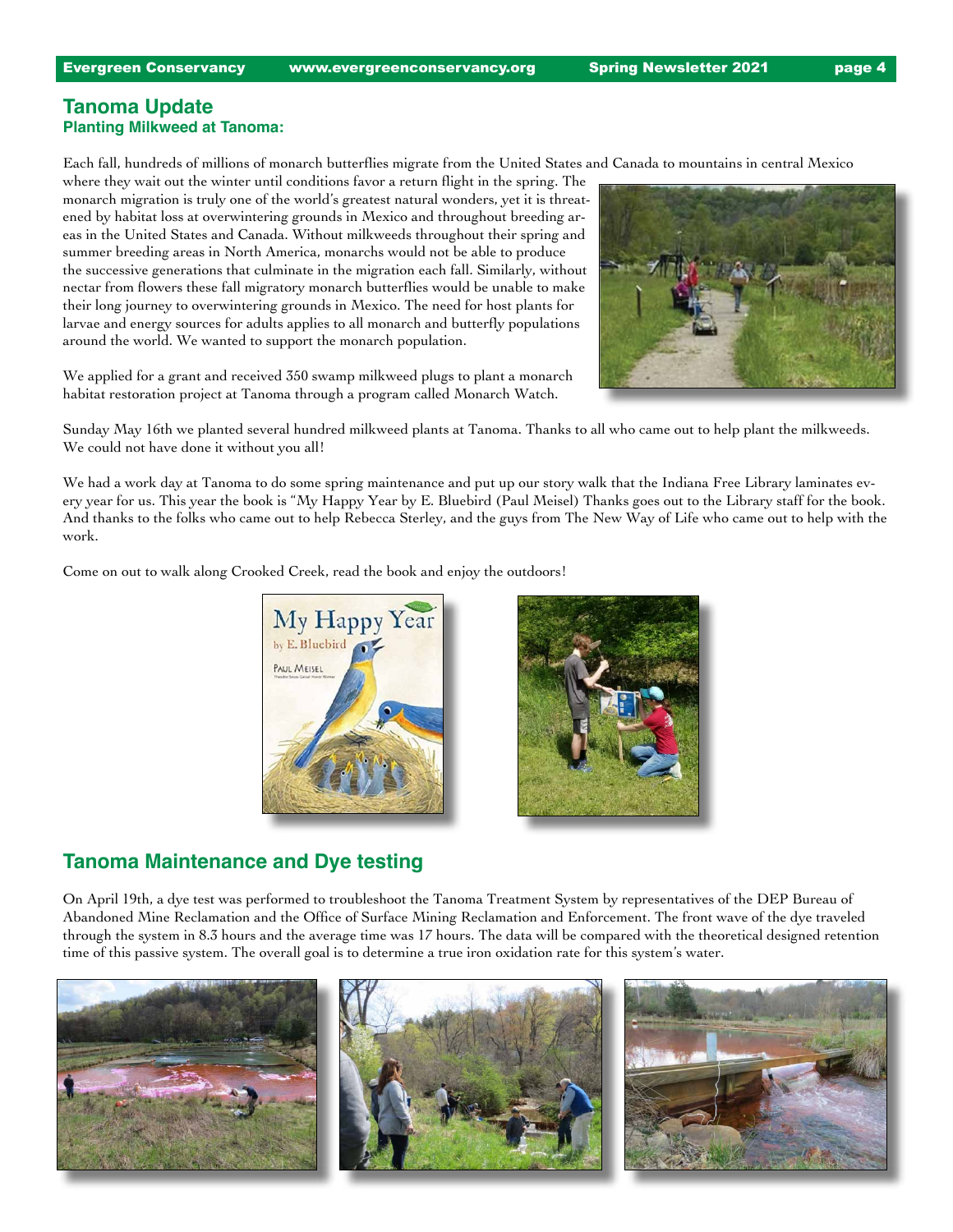## Tanoma Update

### Planting Milkweed at Tanoma:

Each fall, hundreds of millions of monarch butterflies migrate from the United States and Canada to mountains in central Mexico where they wait out the winter until conditions favor a return flight in the spring. The monarch migration is truly one of the world's greatest natural wonders, yet it is threatened by habitat loss at overwintering grounds in Mexico and throughout breeding areas in the United States and Canada. Without milkweeds throughout their spring and summer breeding areas in North America, monarchs would not be able to produce the successive generations that culminate in the migration each fall. Similarly, without nectar from flowers these fall migratory monarch butterflies would be unable to make their long journey to overwintering grounds in Mexico. The need for host plants for larvae and energy sources for adults applies to all monarch and butterfly populations around the world. We wanted to support the monarch population.

We applied for a grant and received 350 swamp milkweed plugs to plant a monarch habitat restoration project at Tanoma through a program called Monarch Watch.

Sunday May 16th we planted several hundred milkweed plants at Tanoma. Thanks to all who came out to help plant the milkweeds. We could not have done it without you all!

We had a work day at Tanoma to do some spring maintenance and put up our story walk that the Indiana Free Library laminates every year for us. This year the book is "My Happy Year by E. Bluebird (Paul Meisel) Thanks goes out to the Library staff for the book. And thanks to the folks who came out to help Rebecca Sterley, and the guys from The New Way of Life who came out to help with the work.

Come on out to walk along Crooked Creek, read the book and enjoy the outdoors!

## Tanoma Maintenance and Dye testing

On April 19th, a dye test was performed to troubleshoot the Tanoma Treatment System by representatives of the DEP Bureau of Abandoned Mine Reclamation and the Office of Surface Mining Reclamation and Enforcement. The front wave of the dye traveled through the system in 8.3 hours and the average time was 17 hours. The data will be compared with the theoretical designed retention time of this passive system. The overall goal is to determine a true iron oxidation rate for this system's water.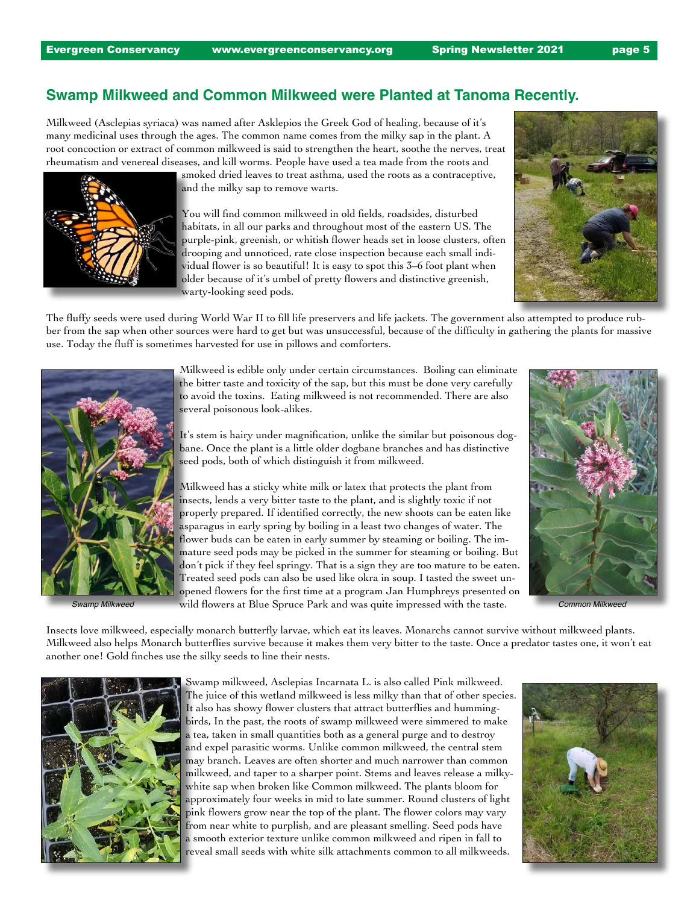## Swamp Milkweed and Common Milkweed were Planted at Tanoma Recently.

Milkweed (Asclepias syriaca) was named after Asklepios the Greek God of healing, because of it's many medicinal uses through the ages. The common name comes from the milky sap in the plant. A root concoction or extract of common milkweed is said to strengthen the heart, soothe the nerves, treat rheumatism and venereal diseases, and kill worms. People have used a tea made from the roots and smoked dried leaves to treat asthma, used the roots as a contraceptive, and the milky sap to remove warts.

You will find common milkweed in old fields, roadsides, disturbed habitats, in all our parks and throughout most of the eastern US. The purple-pink, greenish, or whitish flower heads set in loose clusters, often drooping and unnoticed, rate close inspection because each small individual flower is so beautiful! It is easy to spot this 3–6 foot plant when older because of it's umbel of pretty flowers and distinctive greenish, warty-looking seed pods.

The fluffy seeds were used during World War II to fill life preservers and life jackets. The government also attempted to produce rubber from the sap when other sources were hard to get but was unsuccessful, because of the difficulty in gathering the plants for massive use. Today the fluff is sometimes harvested for use in pillows and comforters.

Milkweed is edible only under certain circumstances. Boiling can eliminate the bitter taste and toxicity of the sap, but this must be done very carefully to avoid the toxins. Eating milkweed is not recommended. There are also several poisonous look-alikes.

It's stem is hairy under magnification, unlike the similar but poisonous dogbane. Once the plant is a little older dogbane branches and has distinctive seed pods, both of which distinguish it from milkweed.

Milkweed has a sticky white milk or latex that protects the plant from insects, lends a very bitter taste to the plant, and is slightly toxic if not properly prepared. If identified correctly, the new shoots can be eaten like asparagus in early spring by boiling in a least two changes of water. The flower buds can be eaten in early summer by steaming or boiling. The immature seed pods may be picked in the summer for steaming or boiling. But don't pick if they feel springy. That is a sign they are too mature to be eaten. Treated seed pods can also be used like okra in soup. I tasted the sweet unopened flowers for the first time at a program Jan Humphreys presented on wild flowers at Blue Spruce Park and was quite impressed with the taste.

*Swamp Milkweed*

*Common Milkweed*

Insects love milkweed, especially monarch butterfly larvae, which eat its leaves. Monarchs cannot survive without milkweed plants. Milkweed also helps Monarch butterflies survive because it makes them very bitter to the taste. Once a predator tastes one, it won't eat another one! Gold finches use the silky seeds to line their nests.

Swamp milkweed, Asclepias Incarnata L. is also called Pink milkweed. The juice of this wetland milkweed is less milky than that of other species. It also has showy flower clusters that attract butterflies and hummingbirds, In the past, the roots of swamp milkweed were simmered to make a tea, taken in small quantities both as a general purge and to destroy and expel parasitic worms. Unlike common milkweed, the central stem may branch. Leaves are often shorter and much narrower than common milkweed, and taper to a sharper point. Stems and leaves release a milky-white sap when broken like Common milkweed. The plants bloom for approximately four weeks in mid to late summer. Round clusters of light pink flowers grow near the top of the plant. The flower colors may vary from near white to purplish, and are pleasant smelling. Seed pods have a smooth exterior texture unlike common milkweed and ripen in fall to reveal small seeds with white silk attachments common to all milkweeds.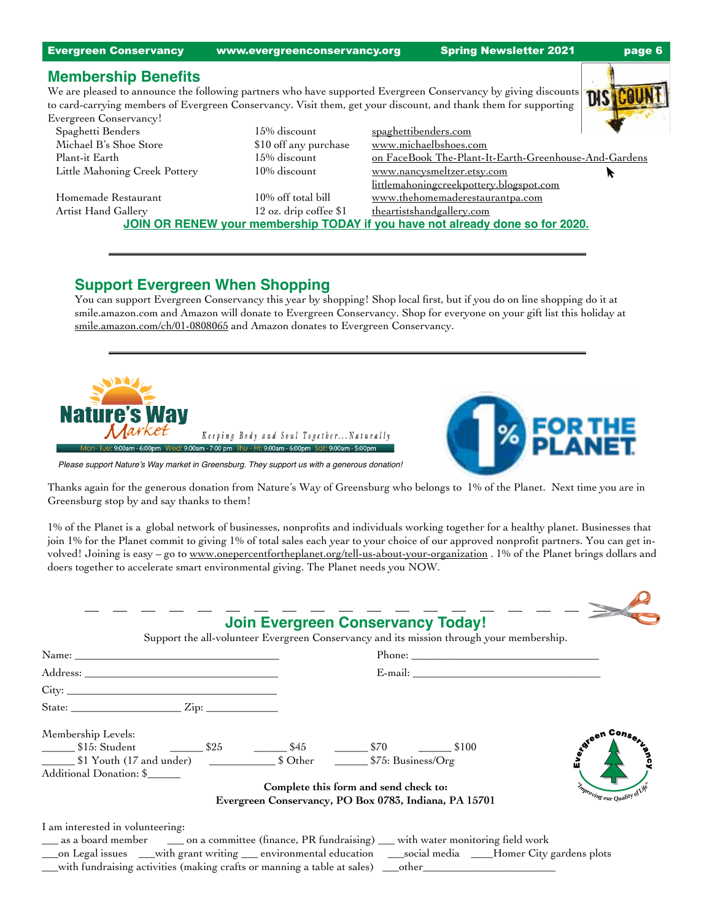## Membership Benefits

We are pleased to announce the following partners who have supported Evergreen Conservancy by giving discounts to card-carrying members of Evergreen Conservancy. Visit them, get your discount, and thank them for supporting Evergreen Conservancy!

| | | |
|---|---|---|
| Spaghetti Benders | 15% discount | spaghettibenders.com |
| Michael B's Shoe Store | $10 off any purchase | www.michaelbshoes.com |
| Plant-it Earth | 15% discount | on FaceBook The-Plant-It-Earth-Greenhouse-And-Gardens |
| Little Mahoning Creek Pottery | 10% discount | www.nancysmeltzer.etsy.com littlemahoningcreekpottery.blogspot.com |
| Homemade Restaurant | 10% off total bill | www.thehomemaderestaurantpa.com |
| Artist Hand Gallery | 12 oz. drip coffee $1 | theartistshandgallery.com |

**JOIN OR RENEW your membership TODAY if you have not already done so for 2020.**

---

## Support Evergreen When Shopping

You can support Evergreen Conservancy this year by shopping! Shop local first, but if you do on line shopping do it at smile.amazon.com and Amazon will donate to Evergreen Conservancy. Shop for everyone on your gift list this holiday at smile.amazon.com/ch/01-0808065 and Amazon donates to Evergreen Conservancy.

---

Nature's Way Market

Keeping Body and Soul Together...Naturally

Mon - Tue: 9:00am - 6:00pm Wed: 9:00am - 7:00 pm Thu - Fri: 9:00am - 6:00pm Sat: 9:00am - 5:00pm

*Please support Nature's Way market in Greensburg. They support us with a generous donation!*

1% FOR THE PLANET

Thanks again for the generous donation from Nature's Way of Greensburg who belongs to 1% of the Planet. Next time you are in Greensburg stop by and say thanks to them!

1% of the Planet is a global network of businesses, nonprofits and individuals working together for a healthy planet. Businesses that join 1% for the Planet commit to giving 1% of total sales each year to your choice of our approved nonprofit partners. You can get involved! Joining is easy – go to www.onepercentfortheplanet.org/tell-us-about-your-organization . 1% of the Planet brings dollars and doers together to accelerate smart environmental giving. The Planet needs you NOW.

---

## Join Evergreen Conservancy Today!

Support the all-volunteer Evergreen Conservancy and its mission through your membership.

Name: ____________________ Phone: ____________________

Address: ____________________ E-mail: ____________________

City: ____________________

State: ____________ Zip: ________

Membership Levels:

_____ $15: Student _____ $25 _____ $45 _____ $70 _____ $100

_____ $1 Youth (17 and under) __________ $ Other _____ $75: Business/Org

Additional Donation: $_____

**Complete this form and send check to:**
**Evergreen Conservancy, PO Box 0783, Indiana, PA 15701**

Evergreen Conservancy — "Improving our Quality of Life"

I am interested in volunteering:

___ as a board member ___ on a committee (finance, PR fundraising) ___ with water monitoring field work

___on Legal issues ___with grant writing ___ environmental education ___social media ____Homer City gardens plots

___with fundraising activities (making crafts or manning a table at sales) ___other____________________